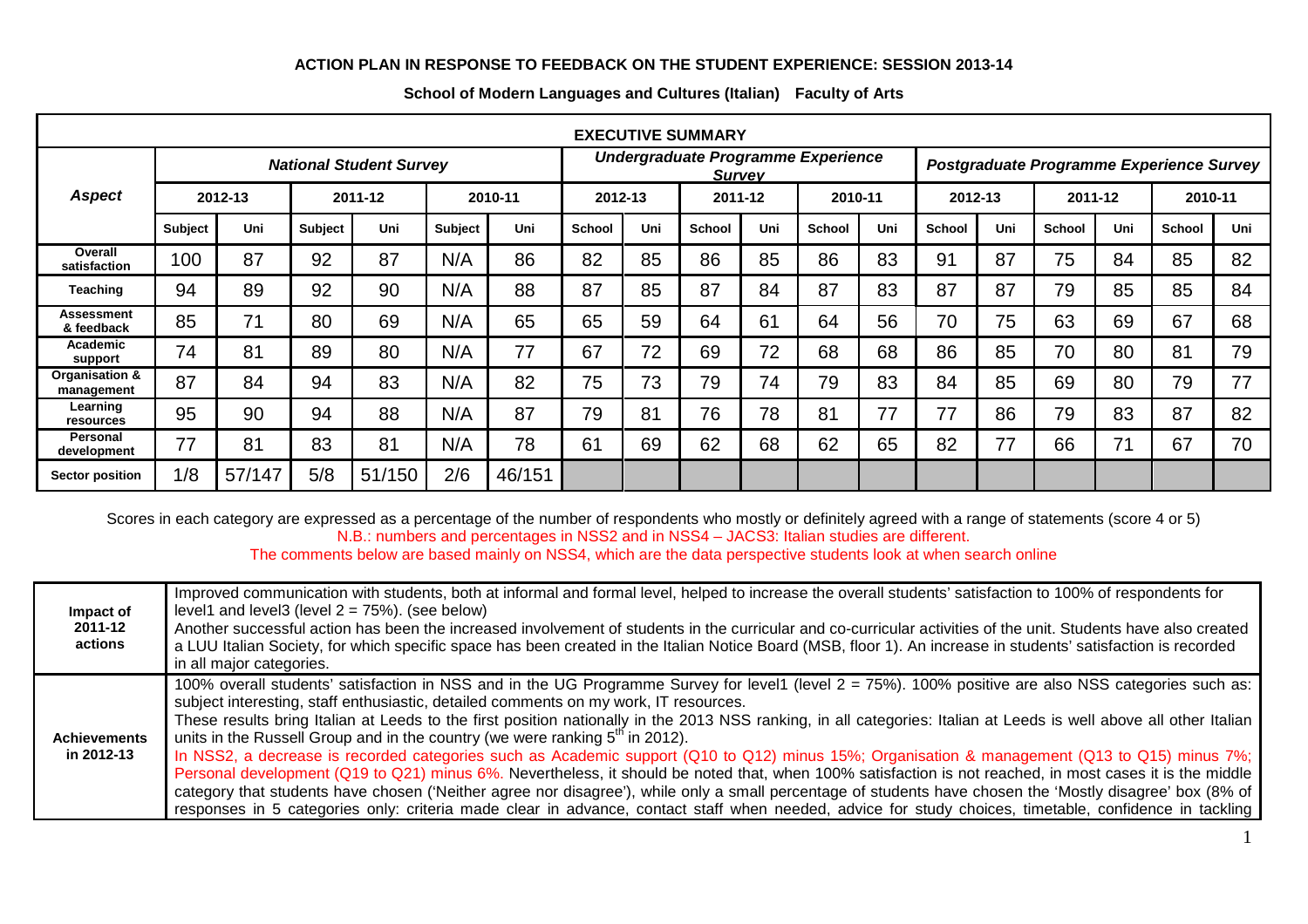**ACTION PLAN IN RESPONSE TO FEEDBACK ON THE STUDENT EXPERIENCE: SESSION 2013-14**

**School of Modern Languages and Cultures (Italian) Faculty of Arts**

| **EXECUTIVE SUMMARY** | | | | | | | | | | | | | | | | | | |
|---|---|---|---|---|---|---|---|---|---|---|---|---|---|---|---|---|---|---|
| ***Aspect*** | ***National Student Survey*** | | | | | | ***Undergraduate Programme Experience Survey*** | | | | | | ***Postgraduate Programme Experience Survey*** | | | | | |
| | **2012-13** | | **2011-12** | | **2010-11** | | **2012-13** | | **2011-12** | | **2010-11** | | **2012-13** | | **2011-12** | | **2010-11** | |
| | **Subject** | **Uni** | **Subject** | **Uni** | **Subject** | **Uni** | **School** | **Uni** | **School** | **Uni** | **School** | **Uni** | **School** | **Uni** | **School** | **Uni** | **School** | **Uni** |
| **Overall satisfaction** | 100 | 87 | 92 | 87 | N/A | 86 | 82 | 85 | 86 | 85 | 86 | 83 | 91 | 87 | 75 | 84 | 85 | 82 |
| **Teaching** | 94 | 89 | 92 | 90 | N/A | 88 | 87 | 85 | 87 | 84 | 87 | 83 | 87 | 87 | 79 | 85 | 85 | 84 |
| **Assessment & feedback** | 85 | 71 | 80 | 69 | N/A | 65 | 65 | 59 | 64 | 61 | 64 | 56 | 70 | 75 | 63 | 69 | 67 | 68 |
| **Academic support** | 74 | 81 | 89 | 80 | N/A | 77 | 67 | 72 | 69 | 72 | 68 | 68 | 86 | 85 | 70 | 80 | 81 | 79 |
| **Organisation & management** | 87 | 84 | 94 | 83 | N/A | 82 | 75 | 73 | 79 | 74 | 79 | 83 | 84 | 85 | 69 | 80 | 79 | 77 |
| **Learning resources** | 95 | 90 | 94 | 88 | N/A | 87 | 79 | 81 | 76 | 78 | 81 | 77 | 77 | 86 | 79 | 83 | 87 | 82 |
| **Personal development** | 77 | 81 | 83 | 81 | N/A | 78 | 61 | 69 | 62 | 68 | 62 | 65 | 82 | 77 | 66 | 71 | 67 | 70 |
| **Sector position** | 1/8 | 57/147 | 5/8 | 51/150 | 2/6 | 46/151 | | | | | | | | | | | | |

Scores in each category are expressed as a percentage of the number of respondents who mostly or definitely agreed with a range of statements (score 4 or 5)

N.B.: numbers and percentages in NSS2 and in NSS4 – JACS3: Italian studies are different.

The comments below are based mainly on NSS4, which are the data perspective students look at when search online

| | |
|---|---|
| **Impact of 2011-12 actions** | Improved communication with students, both at informal and formal level, helped to increase the overall students' satisfaction to 100% of respondents for level1 and level3 (level 2 = 75%). (see below)<br>Another successful action has been the increased involvement of students in the curricular and co-curricular activities of the unit. Students have also created a LUU Italian Society, for which specific space has been created in the Italian Notice Board (MSB, floor 1). An increase in students' satisfaction is recorded in all major categories. |
| **Achievements in 2012-13** | 100% overall students' satisfaction in NSS and in the UG Programme Survey for level1 (level 2 = 75%). 100% positive are also NSS categories such as: subject interesting, staff enthusiastic, detailed comments on my work, IT resources.<br>These results bring Italian at Leeds to the first position nationally in the 2013 NSS ranking, in all categories: Italian at Leeds is well above all other Italian units in the Russell Group and in the country (we were ranking 5th in 2012).<br>In NSS2, a decrease is recorded categories such as Academic support (Q10 to Q12) minus 15%; Organisation & management (Q13 to Q15) minus 7%; Personal development (Q19 to Q21) minus 6%. Nevertheless, it should be noted that, when 100% satisfaction is not reached, in most cases it is the middle category that students have chosen ('Neither agree nor disagree'), while only a small percentage of students have chosen the 'Mostly disagree' box (8% of responses in 5 categories only: criteria made clear in advance, contact staff when needed, advice for study choices, timetable, confidence in tackling |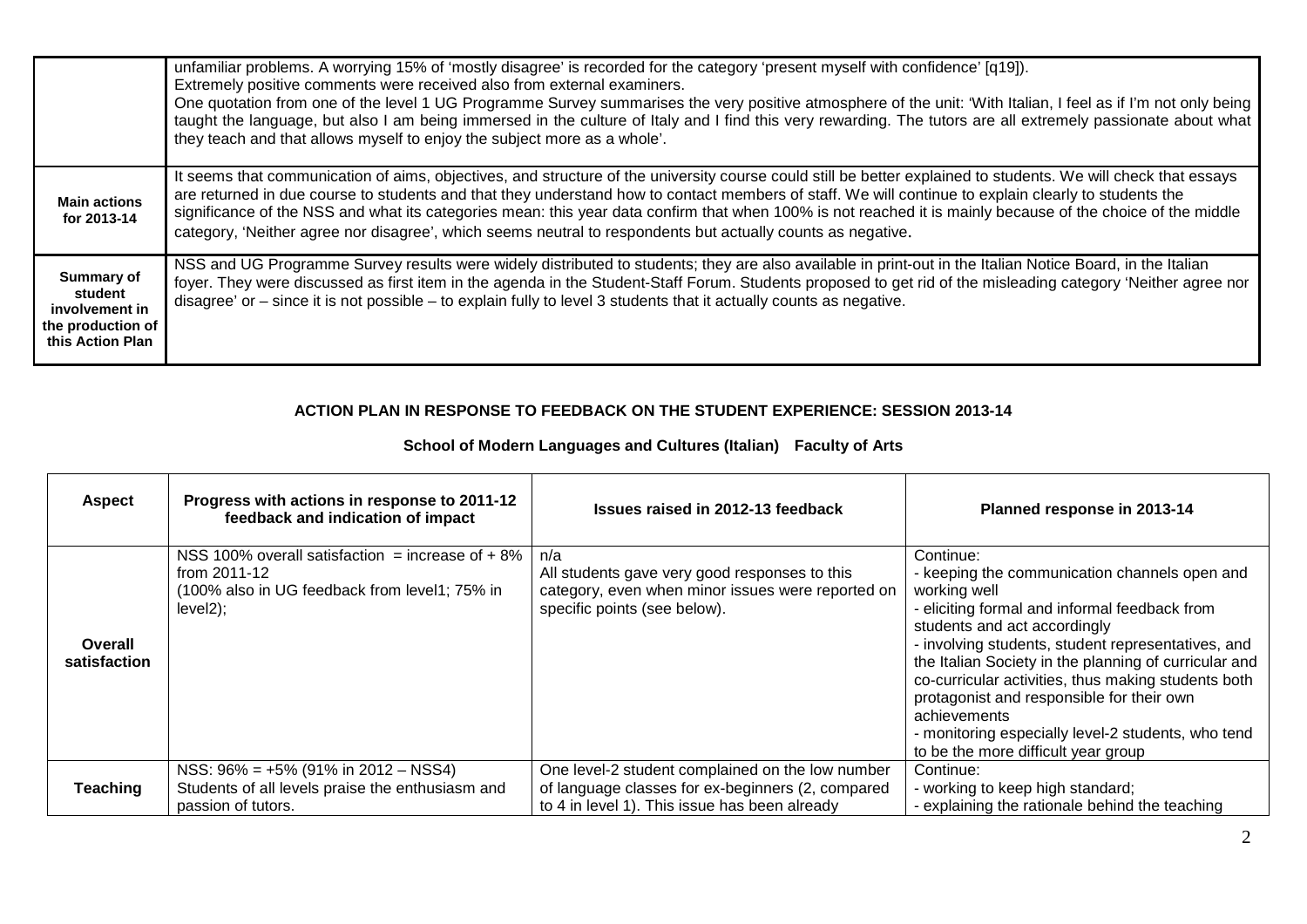| | |
|---|---|
| | unfamiliar problems. A worrying 15% of 'mostly disagree' is recorded for the category 'present myself with confidence' [q19]).<br>Extremely positive comments were received also from external examiners.<br>One quotation from one of the level 1 UG Programme Survey summarises the very positive atmosphere of the unit: 'With Italian, I feel as if I'm not only being taught the language, but also I am being immersed in the culture of Italy and I find this very rewarding. The tutors are all extremely passionate about what they teach and that allows myself to enjoy the subject more as a whole'. |
| **Main actions for 2013-14** | It seems that communication of aims, objectives, and structure of the university course could still be better explained to students. We will check that essays are returned in due course to students and that they understand how to contact members of staff. We will continue to explain clearly to students the significance of the NSS and what its categories mean: this year data confirm that when 100% is not reached it is mainly because of the choice of the middle category, 'Neither agree nor disagree', which seems neutral to respondents but actually counts as negative. |
| **Summary of student involvement in the production of this Action Plan** | NSS and UG Programme Survey results were widely distributed to students; they are also available in print-out in the Italian Notice Board, in the Italian foyer. They were discussed as first item in the agenda in the Student-Staff Forum. Students proposed to get rid of the misleading category 'Neither agree nor disagree' or – since it is not possible – to explain fully to level 3 students that it actually counts as negative. |

## ACTION PLAN IN RESPONSE TO FEEDBACK ON THE STUDENT EXPERIENCE: SESSION 2013-14

### School of Modern Languages and Cultures (Italian) Faculty of Arts

| Aspect | Progress with actions in response to 2011-12 feedback and indication of impact | Issues raised in 2012-13 feedback | Planned response in 2013-14 |
|---|---|---|---|
| **Overall satisfaction** | NSS 100% overall satisfaction = increase of + 8% from 2011-12<br>(100% also in UG feedback from level1; 75% in level2); | n/a<br>All students gave very good responses to this category, even when minor issues were reported on specific points (see below). | Continue:<br>- keeping the communication channels open and working well<br>- eliciting formal and informal feedback from students and act accordingly<br>- involving students, student representatives, and the Italian Society in the planning of curricular and co-curricular activities, thus making students both protagonist and responsible for their own achievements<br>- monitoring especially level-2 students, who tend to be the more difficult year group |
| **Teaching** | NSS: 96% = +5% (91% in 2012 – NSS4)<br>Students of all levels praise the enthusiasm and passion of tutors. | One level-2 student complained on the low number of language classes for ex-beginners (2, compared to 4 in level 1). This issue has been already | Continue:<br>- working to keep high standard;<br>- explaining the rationale behind the teaching |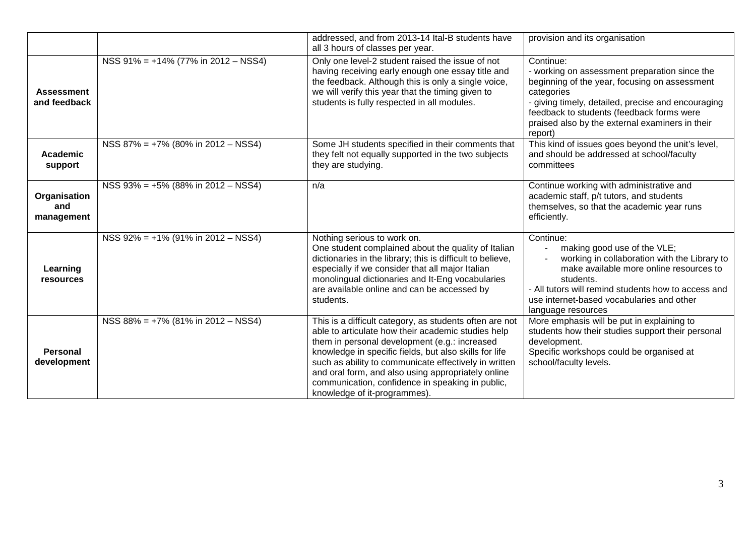| | | | |
|---|---|---|---|
| | | addressed, and from 2013-14 Ital-B students have all 3 hours of classes per year. | provision and its organisation |
| **Assessment and feedback** | NSS 91% = +14% (77% in 2012 – NSS4) | Only one level-2 student raised the issue of not having receiving early enough one essay title and the feedback. Although this is only a single voice, we will verify this year that the timing given to students is fully respected in all modules. | Continue:<br>- working on assessment preparation since the beginning of the year, focusing on assessment categories<br>- giving timely, detailed, precise and encouraging feedback to students (feedback forms were praised also by the external examiners in their report) |
| **Academic support** | NSS 87% = +7% (80% in 2012 – NSS4) | Some JH students specified in their comments that they felt not equally supported in the two subjects they are studying. | This kind of issues goes beyond the unit's level, and should be addressed at school/faculty committees |
| **Organisation and management** | NSS 93% = +5% (88% in 2012 – NSS4) | n/a | Continue working with administrative and academic staff, p/t tutors, and students themselves, so that the academic year runs efficiently. |
| **Learning resources** | NSS 92% = +1% (91% in 2012 – NSS4) | Nothing serious to work on.<br>One student complained about the quality of Italian dictionaries in the library; this is difficult to believe, especially if we consider that all major Italian monolingual dictionaries and It-Eng vocabularies are available online and can be accessed by students. | Continue:<br>- making good use of the VLE;<br>- working in collaboration with the Library to make available more online resources to students.<br>- All tutors will remind students how to access and use internet-based vocabularies and other language resources |
| **Personal development** | NSS 88% = +7% (81% in 2012 – NSS4) | This is a difficult category, as students often are not able to articulate how their academic studies help them in personal development (e.g.: increased knowledge in specific fields, but also skills for life such as ability to communicate effectively in written and oral form, and also using appropriately online communication, confidence in speaking in public, knowledge of it-programmes). | More emphasis will be put in explaining to students how their studies support their personal development.<br>Specific workshops could be organised at school/faculty levels. |